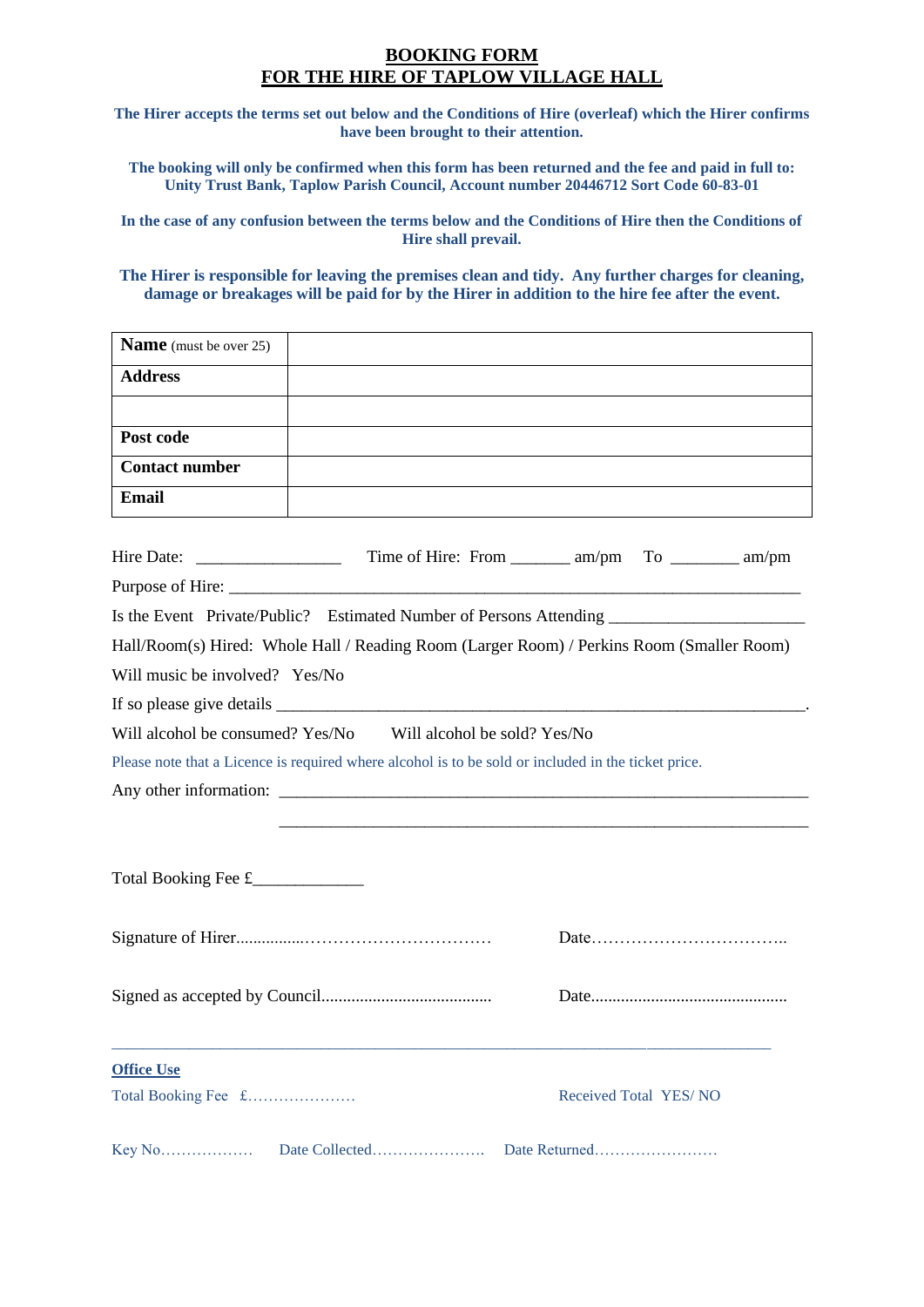# BOOKING FORM
# FOR THE HIRE OF TAPLOW VILLAGE HALL

**The Hirer accepts the terms set out below and the Conditions of Hire (overleaf) which the Hirer confirms have been brought to their attention.**

**The booking will only be confirmed when this form has been returned and the fee and paid in full to: Unity Trust Bank, Taplow Parish Council, Account number 20446712 Sort Code 60-83-01**

**In the case of any confusion between the terms below and the Conditions of Hire then the Conditions of Hire shall prevail.**

**The Hirer is responsible for leaving the premises clean and tidy. Any further charges for cleaning, damage or breakages will be paid for by the Hirer in addition to the hire fee after the event.**

| **Name** (must be over 25) | |
|---|---|
| **Address** | |
| | |
| **Post code** | |
| **Contact number** | |
| **Email** | |

Hire Date: _________________ Time of Hire: From _______ am/pm To ________ am/pm

Purpose of Hire: ____________________________________________________________________

Is the Event Private/Public? Estimated Number of Persons Attending ______________________

Hall/Room(s) Hired: Whole Hall / Reading Room (Larger Room) / Perkins Room (Smaller Room)

Will music be involved? Yes/No

If so please give details ______________________________________________________________.

Will alcohol be consumed? Yes/No Will alcohol be sold? Yes/No

Please note that a Licence is required where alcohol is to be sold or included in the ticket price.

Any other information: ________________________________________________________________

________________________________________________________________

Total Booking Fee £_____________

Signature of Hirer................…………………………… Date……………………………..

Signed as accepted by Council....................................... Date..............................................

---

**Office Use**

Total Booking Fee £………………… Received Total YES/ NO

Key No……………… Date Collected…………………. Date Returned……………………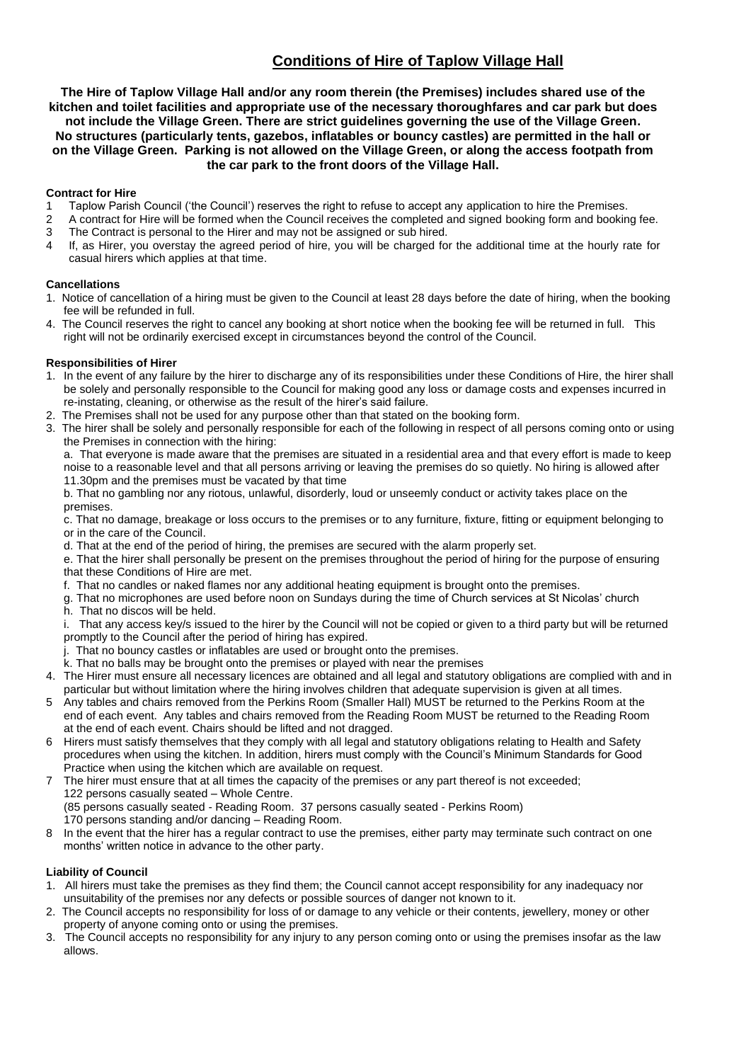# Conditions of Hire of Taplow Village Hall

**The Hire of Taplow Village Hall and/or any room therein (the Premises) includes shared use of the kitchen and toilet facilities and appropriate use of the necessary thoroughfares and car park but does not include the Village Green. There are strict guidelines governing the use of the Village Green. No structures (particularly tents, gazebos, inflatables or bouncy castles) are permitted in the hall or on the Village Green. Parking is not allowed on the Village Green, or along the access footpath from the car park to the front doors of the Village Hall.**

**Contract for Hire**

1 Taplow Parish Council ('the Council') reserves the right to refuse to accept any application to hire the Premises.
2 A contract for Hire will be formed when the Council receives the completed and signed booking form and booking fee.
3 The Contract is personal to the Hirer and may not be assigned or sub hired.
4 If, as Hirer, you overstay the agreed period of hire, you will be charged for the additional time at the hourly rate for casual hirers which applies at that time.

**Cancellations**

1. Notice of cancellation of a hiring must be given to the Council at least 28 days before the date of hiring, when the booking fee will be refunded in full.
4. The Council reserves the right to cancel any booking at short notice when the booking fee will be returned in full. This right will not be ordinarily exercised except in circumstances beyond the control of the Council.

**Responsibilities of Hirer**

1. In the event of any failure by the hirer to discharge any of its responsibilities under these Conditions of Hire, the hirer shall be solely and personally responsible to the Council for making good any loss or damage costs and expenses incurred in re-instating, cleaning, or otherwise as the result of the hirer's said failure.
2. The Premises shall not be used for any purpose other than that stated on the booking form.
3. The hirer shall be solely and personally responsible for each of the following in respect of all persons coming onto or using the Premises in connection with the hiring:

   a. That everyone is made aware that the premises are situated in a residential area and that every effort is made to keep noise to a reasonable level and that all persons arriving or leaving the premises do so quietly. No hiring is allowed after 11.30pm and the premises must be vacated by that time

   b. That no gambling nor any riotous, unlawful, disorderly, loud or unseemly conduct or activity takes place on the premises.

   c. That no damage, breakage or loss occurs to the premises or to any furniture, fixture, fitting or equipment belonging to or in the care of the Council.

   d. That at the end of the period of hiring, the premises are secured with the alarm properly set.

   e. That the hirer shall personally be present on the premises throughout the period of hiring for the purpose of ensuring that these Conditions of Hire are met.

   f. That no candles or naked flames nor any additional heating equipment is brought onto the premises.

   g. That no microphones are used before noon on Sundays during the time of Church services at St Nicolas' church

   h. That no discos will be held.

   i. That any access key/s issued to the hirer by the Council will not be copied or given to a third party but will be returned promptly to the Council after the period of hiring has expired.

   j. That no bouncy castles or inflatables are used or brought onto the premises.

   k. That no balls may be brought onto the premises or played with near the premises
4. The Hirer must ensure all necessary licences are obtained and all legal and statutory obligations are complied with and in particular but without limitation where the hiring involves children that adequate supervision is given at all times.
5 Any tables and chairs removed from the Perkins Room (Smaller Hall) MUST be returned to the Perkins Room at the end of each event. Any tables and chairs removed from the Reading Room MUST be returned to the Reading Room at the end of each event. Chairs should be lifted and not dragged.
6 Hirers must satisfy themselves that they comply with all legal and statutory obligations relating to Health and Safety procedures when using the kitchen. In addition, hirers must comply with the Council's Minimum Standards for Good Practice when using the kitchen which are available on request.
7 The hirer must ensure that at all times the capacity of the premises or any part thereof is not exceeded;
   122 persons casually seated – Whole Centre.
   (85 persons casually seated - Reading Room. 37 persons casually seated - Perkins Room)
   170 persons standing and/or dancing – Reading Room.
8 In the event that the hirer has a regular contract to use the premises, either party may terminate such contract on one months' written notice in advance to the other party.

**Liability of Council**

1. All hirers must take the premises as they find them; the Council cannot accept responsibility for any inadequacy nor unsuitability of the premises nor any defects or possible sources of danger not known to it.
2. The Council accepts no responsibility for loss of or damage to any vehicle or their contents, jewellery, money or other property of anyone coming onto or using the premises.
3. The Council accepts no responsibility for any injury to any person coming onto or using the premises insofar as the law allows.